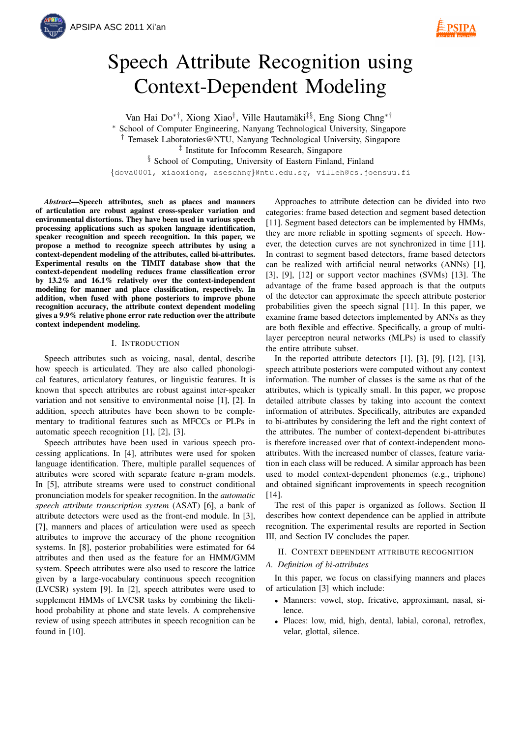# Speech Attribute Recognition using Context-Dependent Modeling

Van Hai Do[*†], Xiong Xiao[†], Ville Hautamäki[‡§], Eng Siong Chng[*†]

[*] School of Computer Engineering, Nanyang Technological University, Singapore
[†] Temasek Laboratories@NTU, Nanyang Technological University, Singapore
[‡] Institute for Infocomm Research, Singapore
[§] School of Computing, University of Eastern Finland, Finland

{dova0001, xiaoxiong, aseschng}@ntu.edu.sg, villeh@cs.joensuu.fi

***Abstract*—Speech attributes, such as places and manners of articulation are robust against cross-speaker variation and environmental distortions. They have been used in various speech processing applications such as spoken language identification, speaker recognition and speech recognition. In this paper, we propose a method to recognize speech attributes by using a context-dependent modeling of the attributes, called bi-attributes. Experimental results on the TIMIT database show that the context-dependent modeling reduces frame classification error by 13.2% and 16.1% relatively over the context-independent modeling for manner and place classification, respectively. In addition, when fused with phone posteriors to improve phone recognition accuracy, the attribute context dependent modeling gives a 9.9% relative phone error rate reduction over the attribute context independent modeling.**

## I. Introduction

Speech attributes such as voicing, nasal, dental, describe how speech is articulated. They are also called phonological features, articulatory features, or linguistic features. It is known that speech attributes are robust against inter-speaker variation and not sensitive to environmental noise [1], [2]. In addition, speech attributes have been shown to be complementary to traditional features such as MFCCs or PLPs in automatic speech recognition [1], [2], [3].

Speech attributes have been used in various speech processing applications. In [4], attributes were used for spoken language identification. There, multiple parallel sequences of attributes were scored with separate feature n-gram models. In [5], attribute streams were used to construct conditional pronunciation models for speaker recognition. In the *automatic speech attribute transcription system* (ASAT) [6], a bank of attribute detectors were used as the front-end module. In [3], [7], manners and places of articulation were used as speech attributes to improve the accuracy of the phone recognition systems. In [8], posterior probabilities were estimated for 64 attributes and then used as the feature for an HMM/GMM system. Speech attributes were also used to rescore the lattice given by a large-vocabulary continuous speech recognition (LVCSR) system [9]. In [2], speech attributes were used to supplement HMMs of LVCSR tasks by combining the likelihood probability at phone and state levels. A comprehensive review of using speech attributes in speech recognition can be found in [10].

Approaches to attribute detection can be divided into two categories: frame based detection and segment based detection [11]. Segment based detectors can be implemented by HMMs, they are more reliable in spotting segments of speech. However, the detection curves are not synchronized in time [11]. In contrast to segment based detectors, frame based detectors can be realized with artificial neural networks (ANNs) [1], [3], [9], [12] or support vector machines (SVMs) [13]. The advantage of the frame based approach is that the outputs of the detector can approximate the speech attribute posterior probabilities given the speech signal [11]. In this paper, we examine frame based detectors implemented by ANNs as they are both flexible and effective. Specifically, a group of multi-layer perceptron neural networks (MLPs) is used to classify the entire attribute subset.

In the reported attribute detectors [1], [3], [9], [12], [13], speech attribute posteriors were computed without any context information. The number of classes is the same as that of the attributes, which is typically small. In this paper, we propose detailed attribute classes by taking into account the context information of attributes. Specifically, attributes are expanded to bi-attributes by considering the left and the right context of the attributes. The number of context-dependent bi-attributes is therefore increased over that of context-independent mono-attributes. With the increased number of classes, feature variation in each class will be reduced. A similar approach has been used to model context-dependent phonemes (e.g., triphone) and obtained significant improvements in speech recognition [14].

The rest of this paper is organized as follows. Section II describes how context dependence can be applied in attribute recognition. The experimental results are reported in Section III, and Section IV concludes the paper.

## II. Context Dependent Attribute Recognition

### A. Definition of bi-attributes

In this paper, we focus on classifying manners and places of articulation [3] which include:

- Manners: vowel, stop, fricative, approximant, nasal, silence.
- Places: low, mid, high, dental, labial, coronal, retroflex, velar, glottal, silence.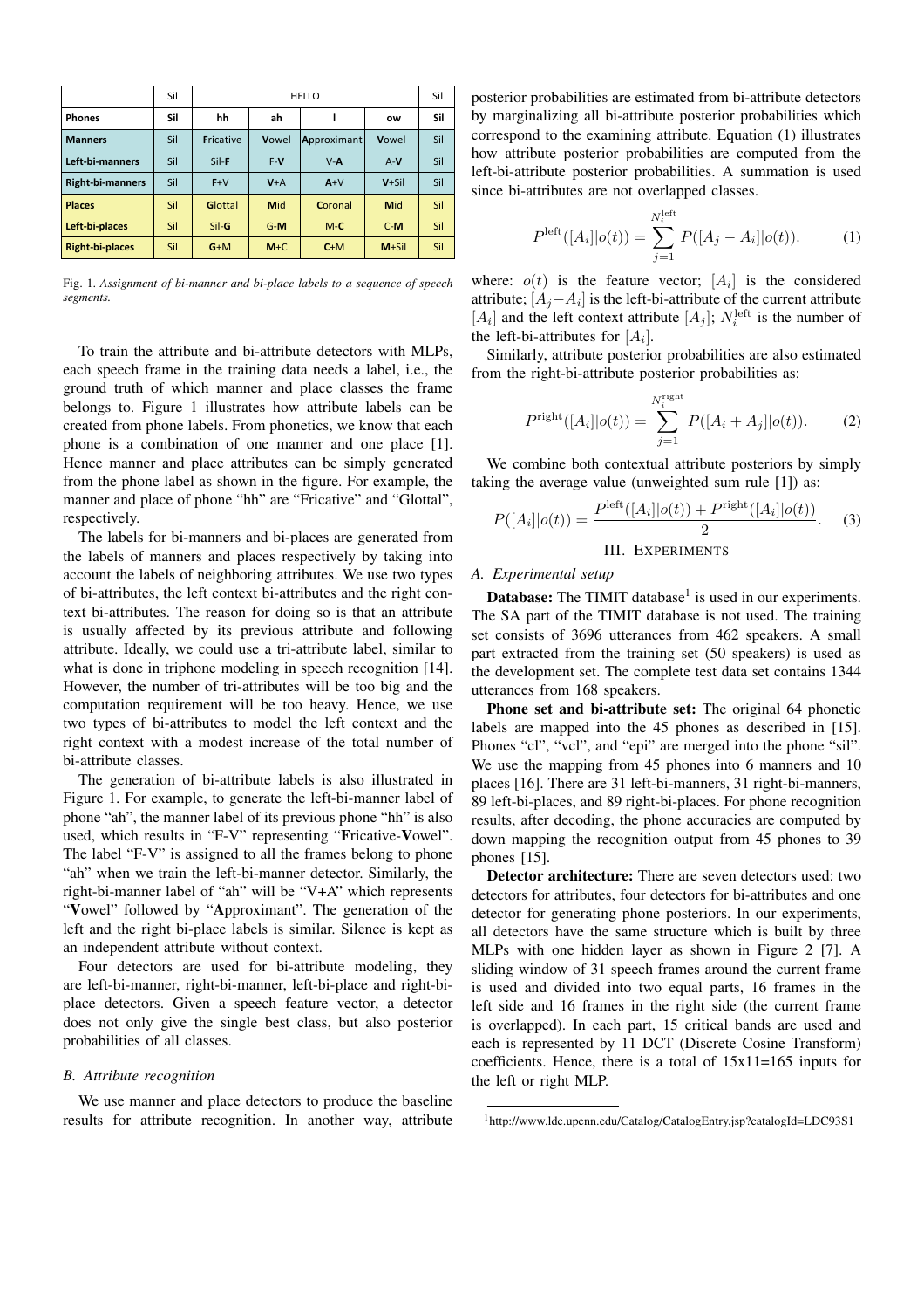| | Sil | HELLO | | | | Sil |
|---|---|---|---|---|---|---|
| **Phones** | **Sil** | **hh** | **ah** | **l** | **ow** | **Sil** |
| **Manners** | Sil | **F**ricative | **V**owel | **A**pproximant | **V**owel | Sil |
| **Left-bi-manners** | Sil | Sil-**F** | F-**V** | V-**A** | A-**V** | Sil |
| **Right-bi-manners** | Sil | **F**+V | **V**+A | **A**+V | **V**+Sil | Sil |
| **Places** | Sil | **G**lottal | **M**id | **C**oronal | **M**id | Sil |
| **Left-bi-places** | Sil | Sil-**G** | G-**M** | M-**C** | C-**M** | Sil |
| **Right-bi-places** | Sil | **G**+M | **M**+C | **C**+M | **M**+Sil | Sil |

Fig. 1. *Assignment of bi-manner and bi-place labels to a sequence of speech segments.*

To train the attribute and bi-attribute detectors with MLPs, each speech frame in the training data needs a label, i.e., the ground truth of which manner and place classes the frame belongs to. Figure 1 illustrates how attribute labels can be created from phone labels. From phonetics, we know that each phone is a combination of one manner and one place [1]. Hence manner and place attributes can be simply generated from the phone label as shown in the figure. For example, the manner and place of phone "hh" are "Fricative" and "Glottal", respectively.

The labels for bi-manners and bi-places are generated from the labels of manners and places respectively by taking into account the labels of neighboring attributes. We use two types of bi-attributes, the left context bi-attributes and the right context bi-attributes. The reason for doing so is that an attribute is usually affected by its previous attribute and following attribute. Ideally, we could use a tri-attribute label, similar to what is done in triphone modeling in speech recognition [14]. However, the number of tri-attributes will be too big and the computation requirement will be too heavy. Hence, we use two types of bi-attributes to model the left context and the right context with a modest increase of the total number of bi-attribute classes.

The generation of bi-attribute labels is also illustrated in Figure 1. For example, to generate the left-bi-manner label of phone "ah", the manner label of its previous phone "hh" is also used, which results in "F-V" representing "**F**ricative-**V**owel". The label "F-V" is assigned to all the frames belong to phone "ah" when we train the left-bi-manner detector. Similarly, the right-bi-manner label of "ah" will be "V+A" which represents "**V**owel" followed by "**A**pproximant". The generation of the left and the right bi-place labels is similar. Silence is kept as an independent attribute without context.

Four detectors are used for bi-attribute modeling, they are left-bi-manner, right-bi-manner, left-bi-place and right-bi-place detectors. Given a speech feature vector, a detector does not only give the single best class, but also posterior probabilities of all classes.

### *B. Attribute recognition*

We use manner and place detectors to produce the baseline results for attribute recognition. In another way, attribute posterior probabilities are estimated from bi-attribute detectors by marginalizing all bi-attribute posterior probabilities which correspond to the examining attribute. Equation (1) illustrates how attribute posterior probabilities are computed from the left-bi-attribute posterior probabilities. A summation is used since bi-attributes are not overlapped classes.

$$P^{\text{left}}([A_i]|o(t)) = \sum_{j=1}^{N_i^{\text{left}}} P([A_j - A_i]|o(t)). \quad (1)$$

where: $o(t)$ is the feature vector; $[A_i]$ is the considered attribute; $[A_j - A_i]$ is the left-bi-attribute of the current attribute $[A_i]$ and the left context attribute $[A_j]$; $N_i^{\text{left}}$ is the number of the left-bi-attributes for $[A_i]$.

Similarly, attribute posterior probabilities are also estimated from the right-bi-attribute posterior probabilities as:

$$P^{\text{right}}([A_i]|o(t)) = \sum_{j=1}^{N_i^{\text{right}}} P([A_i + A_j]|o(t)). \quad (2)$$

We combine both contextual attribute posteriors by simply taking the average value (unweighted sum rule [1]) as:

$$P([A_i]|o(t)) = \frac{P^{\text{left}}([A_i]|o(t)) + P^{\text{right}}([A_i]|o(t))}{2}. \quad (3)$$

## III. Experiments

### *A. Experimental setup*

**Database:** The TIMIT database[1] is used in our experiments. The SA part of the TIMIT database is not used. The training set consists of 3696 utterances from 462 speakers. A small part extracted from the training set (50 speakers) is used as the development set. The complete test data set contains 1344 utterances from 168 speakers.

**Phone set and bi-attribute set:** The original 64 phonetic labels are mapped into the 45 phones as described in [15]. Phones "cl", "vcl", and "epi" are merged into the phone "sil". We use the mapping from 45 phones into 6 manners and 10 places [16]. There are 31 left-bi-manners, 31 right-bi-manners, 89 left-bi-places, and 89 right-bi-places. For phone recognition results, after decoding, the phone accuracies are computed by down mapping the recognition output from 45 phones to 39 phones [15].

**Detector architecture:** There are seven detectors used: two detectors for attributes, four detectors for bi-attributes and one detector for generating phone posteriors. In our experiments, all detectors have the same structure which is built by three MLPs with one hidden layer as shown in Figure 2 [7]. A sliding window of 31 speech frames around the current frame is used and divided into two equal parts, 16 frames in the left side and 16 frames in the right side (the current frame is overlapped). In each part, 15 critical bands are used and each is represented by 11 DCT (Discrete Cosine Transform) coefficients. Hence, there is a total of 15x11=165 inputs for the left or right MLP.

[1] http://www.ldc.upenn.edu/Catalog/CatalogEntry.jsp?catalogId=LDC93S1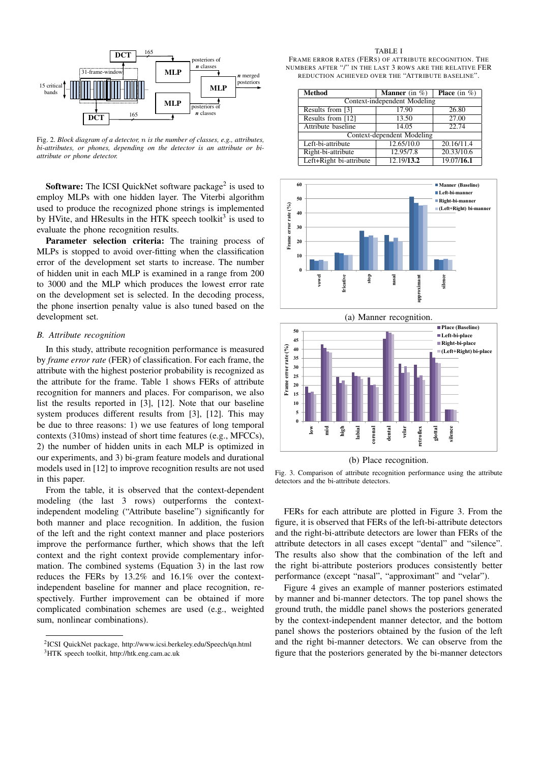Fig. 2. *Block diagram of a detector, n is the number of classes, e.g., attributes, bi-attributes, or phones, depending on the detector is an attribute or bi-attribute or phone detector.*

**Software:** The ICSI QuickNet software package[2] is used to employ MLPs with one hidden layer. The Viterbi algorithm used to produce the recognized phone strings is implemented by HVite, and HResults in the HTK speech toolkit[3] is used to evaluate the phone recognition results.

**Parameter selection criteria:** The training process of MLPs is stopped to avoid over-fitting when the classification error of the development set starts to increase. The number of hidden unit in each MLP is examined in a range from 200 to 3000 and the MLP which produces the lowest error rate on the development set is selected. In the decoding process, the phone insertion penalty value is also tuned based on the development set.

### *B. Attribute recognition*

In this study, attribute recognition performance is measured by *frame error rate* (FER) of classification. For each frame, the attribute with the highest posterior probability is recognized as the attribute for the frame. Table 1 shows FERs of attribute recognition for manners and places. For comparison, we also list the results reported in [3], [12]. Note that our baseline system produces different results from [3], [12]. This may be due to three reasons: 1) we use features of long temporal contexts (310ms) instead of short time features (e.g., MFCCs), 2) the number of hidden units in each MLP is optimized in our experiments, and 3) bi-gram feature models and durational models used in [12] to improve recognition results are not used in this paper.

From the table, it is observed that the context-dependent modeling (the last 3 rows) outperforms the context-independent modeling ("Attribute baseline") significantly for both manner and place recognition. In addition, the fusion of the left and the right context manner and place posteriors improve the performance further, which shows that the left context and the right context provide complementary information. The combined systems (Equation 3) in the last row reduces the FERs by 13.2% and 16.1% over the context-independent baseline for manner and place recognition, respectively. Further improvement can be obtained if more complicated combination schemes are used (e.g., weighted sum, nonlinear combinations).

[2] ICSI QuickNet package, http://www.icsi.berkeley.edu/Speech/qn.html
[3] HTK speech toolkit, http://htk.eng.cam.ac.uk

TABLE I
FRAME ERROR RATES (FERS) OF ATTRIBUTE RECOGNITION. THE NUMBERS AFTER "/" IN THE LAST 3 ROWS ARE THE RELATIVE FER REDUCTION ACHIEVED OVER THE "ATTRIBUTE BASELINE".

| **Method** | **Manner** (in %) | **Place** (in %) |
|---|---|---|
| Context-independent Modeling | | |
| Results from [3] | 17.90 | 26.80 |
| Results from [12] | 13.50 | 27.00 |
| Attribute baseline | 14.05 | 22.74 |
| Context-dependent Modeling | | |
| Left-bi-attribute | 12.65/10.0 | 20.16/11.4 |
| Right-bi-attribute | 12.95/7.8 | 20.33/10.6 |
| Left+Right bi-attribute | 12.19/**13.2** | 19.07/**16.1** |

(a) Manner recognition.

(b) Place recognition.

Fig. 3. Comparison of attribute recognition performance using the attribute detectors and the bi-attribute detectors.

FERs for each attribute are plotted in Figure 3. From the figure, it is observed that FERs of the left-bi-attribute detectors and the right-bi-attribute detectors are lower than FERs of the attribute detectors in all cases except "dental" and "silence". The results also show that the combination of the left and the right bi-attribute posteriors produces consistently better performance (except "nasal", "approximant" and "velar").

Figure 4 gives an example of manner posteriors estimated by manner and bi-manner detectors. The top panel shows the ground truth, the middle panel shows the posteriors generated by the context-independent manner detector, and the bottom panel shows the posteriors obtained by the fusion of the left and the right bi-manner detectors. We can observe from the figure that the posteriors generated by the bi-manner detectors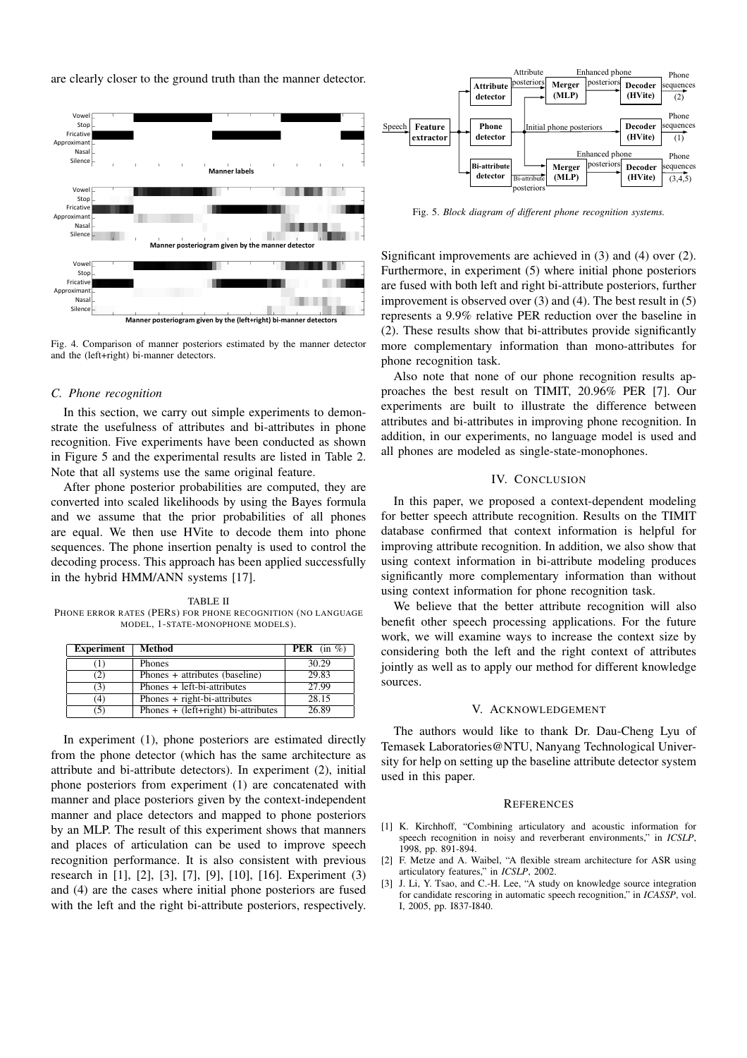are clearly closer to the ground truth than the manner detector.

Fig. 4. Comparison of manner posteriors estimated by the manner detector and the (left+right) bi-manner detectors.

### C. Phone recognition

In this section, we carry out simple experiments to demonstrate the usefulness of attributes and bi-attributes in phone recognition. Five experiments have been conducted as shown in Figure 5 and the experimental results are listed in Table 2. Note that all systems use the same original feature.

After phone posterior probabilities are computed, they are converted into scaled likelihoods by using the Bayes formula and we assume that the prior probabilities of all phones are equal. We then use HVite to decode them into phone sequences. The phone insertion penalty is used to control the decoding process. This approach has been applied successfully in the hybrid HMM/ANN systems [17].

TABLE II
PHONE ERROR RATES (PERS) FOR PHONE RECOGNITION (NO LANGUAGE MODEL, 1-STATE-MONOPHONE MODELS).

| Experiment | Method | PER (in %) |
|---|---|---|
| (1) | Phones | 30.29 |
| (2) | Phones + attributes (baseline) | 29.83 |
| (3) | Phones + left-bi-attributes | 27.99 |
| (4) | Phones + right-bi-attributes | 28.15 |
| (5) | Phones + (left+right) bi-attributes | 26.89 |

In experiment (1), phone posteriors are estimated directly from the phone detector (which has the same architecture as attribute and bi-attribute detectors). In experiment (2), initial phone posteriors from experiment (1) are concatenated with manner and place posteriors given by the context-independent manner and place detectors and mapped to phone posteriors by an MLP. The result of this experiment shows that manners and places of articulation can be used to improve speech recognition performance. It is also consistent with previous research in [1], [2], [3], [7], [9], [10], [16]. Experiment (3) and (4) are the cases where initial phone posteriors are fused with the left and the right bi-attribute posteriors, respectively.

Fig. 5. *Block diagram of different phone recognition systems.*

Significant improvements are achieved in (3) and (4) over (2). Furthermore, in experiment (5) where initial phone posteriors are fused with both left and right bi-attribute posteriors, further improvement is observed over (3) and (4). The best result in (5) represents a 9.9% relative PER reduction over the baseline in (2). These results show that bi-attributes provide significantly more complementary information than mono-attributes for phone recognition task.

Also note that none of our phone recognition results approaches the best result on TIMIT, 20.96% PER [7]. Our experiments are built to illustrate the difference between attributes and bi-attributes in improving phone recognition. In addition, in our experiments, no language model is used and all phones are modeled as single-state-monophones.

## IV. CONCLUSION

In this paper, we proposed a context-dependent modeling for better speech attribute recognition. Results on the TIMIT database confirmed that context information is helpful for improving attribute recognition. In addition, we also show that using context information in bi-attribute modeling produces significantly more complementary information than without using context information for phone recognition task.

We believe that the better attribute recognition will also benefit other speech processing applications. For the future work, we will examine ways to increase the context size by considering both the left and the right context of attributes jointly as well as to apply our method for different knowledge sources.

## V. ACKNOWLEDGEMENT

The authors would like to thank Dr. Dau-Cheng Lyu of Temasek Laboratories@NTU, Nanyang Technological University for help on setting up the baseline attribute detector system used in this paper.

## REFERENCES

[1] K. Kirchhoff, "Combining articulatory and acoustic information for speech recognition in noisy and reverberant environments," in *ICSLP*, 1998, pp. 891-894.

[2] F. Metze and A. Waibel, "A flexible stream architecture for ASR using articulatory features," in *ICSLP*, 2002.

[3] J. Li, Y. Tsao, and C.-H. Lee, "A study on knowledge source integration for candidate rescoring in automatic speech recognition," in *ICASSP*, vol. I, 2005, pp. I837-I840.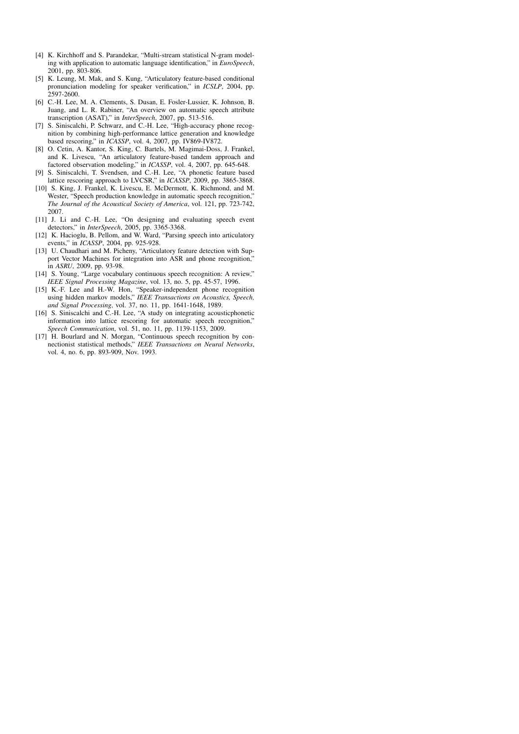[4] K. Kirchhoff and S. Parandekar, "Multi-stream statistical N-gram modeling with application to automatic language identification," in *EuroSpeech*, 2001, pp. 803-806.

[5] K. Leung, M. Mak, and S. Kung, "Articulatory feature-based conditional pronunciation modeling for speaker verification," in *ICSLP*, 2004, pp. 2597-2600.

[6] C.-H. Lee, M. A. Clements, S. Dusan, E. Fosler-Lussier, K. Johnson, B. Juang, and L. R. Rabiner, "An overview on automatic speech attribute transcription (ASAT)," in *InterSpeech*, 2007, pp. 513-516.

[7] S. Siniscalchi, P. Schwarz, and C.-H. Lee, "High-accuracy phone recognition by combining high-performance lattice generation and knowledge based rescoring," in *ICASSP*, vol. 4, 2007, pp. IV869-IV872.

[8] O. Cetin, A. Kantor, S. King, C. Bartels, M. Magimai-Doss, J. Frankel, and K. Livescu, "An articulatory feature-based tandem approach and factored observation modeling," in *ICASSP*, vol. 4, 2007, pp. 645-648.

[9] S. Siniscalchi, T. Svendsen, and C.-H. Lee, "A phonetic feature based lattice rescoring approach to LVCSR," in *ICASSP*, 2009, pp. 3865-3868.

[10] S. King, J. Frankel, K. Livescu, E. McDermott, K. Richmond, and M. Wester, "Speech production knowledge in automatic speech recognition," *The Journal of the Acoustical Society of America*, vol. 121, pp. 723-742, 2007.

[11] J. Li and C.-H. Lee, "On designing and evaluating speech event detectors," in *InterSpeech*, 2005, pp. 3365-3368.

[12] K. Hacioglu, B. Pellom, and W. Ward, "Parsing speech into articulatory events," in *ICASSP*, 2004, pp. 925-928.

[13] U. Chaudhari and M. Picheny, "Articulatory feature detection with Support Vector Machines for integration into ASR and phone recognition," in *ASRU*, 2009, pp. 93-98.

[14] S. Young, "Large vocabulary continuous speech recognition: A review," *IEEE Signal Processing Magazine*, vol. 13, no. 5, pp. 45-57, 1996.

[15] K.-F. Lee and H.-W. Hon, "Speaker-independent phone recognition using hidden markov models," *IEEE Transactions on Acoustics, Speech, and Signal Processing*, vol. 37, no. 11, pp. 1641-1648, 1989.

[16] S. Siniscalchi and C.-H. Lee, "A study on integrating acousticphonetic information into lattice rescoring for automatic speech recognition," *Speech Communication*, vol. 51, no. 11, pp. 1139-1153, 2009.

[17] H. Bourlard and N. Morgan, "Continuous speech recognition by connectionist statistical methods," *IEEE Transactions on Neural Networks*, vol. 4, no. 6, pp. 893-909, Nov. 1993.